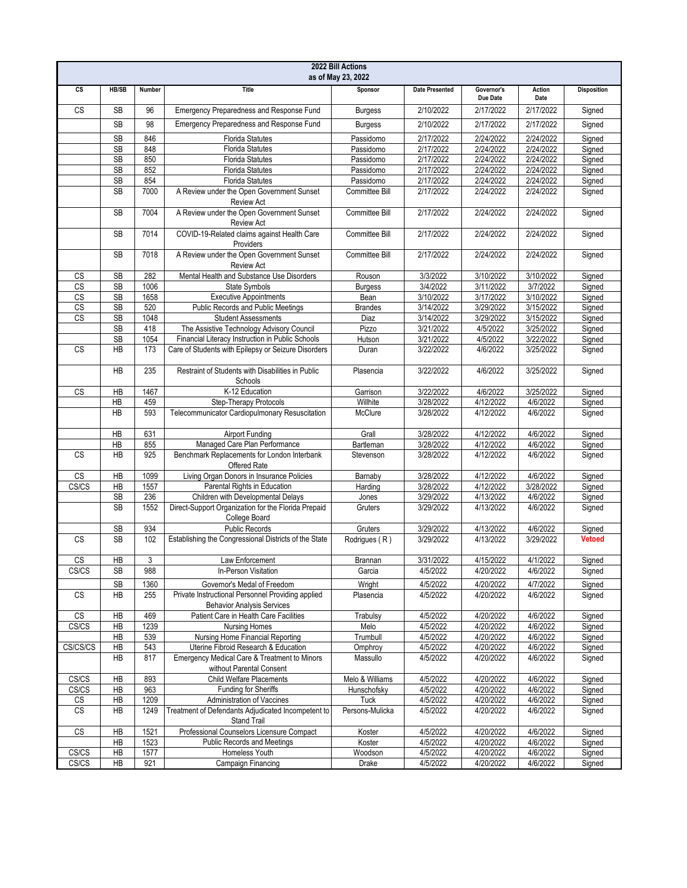## 2022 Bill Actions

### as of May 23, 2022

| CS | HB/SB | Number | Title | Sponsor | Date Presented | Governor's Due Date | Action Date | Disposition |
|---|---|---|---|---|---|---|---|---|
| CS | SB | 96 | Emergency Preparedness and Response Fund | Burgess | 2/10/2022 | 2/17/2022 | 2/17/2022 | Signed |
| | SB | 98 | Emergency Preparedness and Response Fund | Burgess | 2/10/2022 | 2/17/2022 | 2/17/2022 | Signed |
| | SB | 846 | Florida Statutes | Passidomo | 2/17/2022 | 2/24/2022 | 2/24/2022 | Signed |
| | SB | 848 | Florida Statutes | Passidomo | 2/17/2022 | 2/24/2022 | 2/24/2022 | Signed |
| | SB | 850 | Florida Statutes | Passidomo | 2/17/2022 | 2/24/2022 | 2/24/2022 | Signed |
| | SB | 852 | Florida Statutes | Passidomo | 2/17/2022 | 2/24/2022 | 2/24/2022 | Signed |
| | SB | 854 | Florida Statutes | Passidomo | 2/17/2022 | 2/24/2022 | 2/24/2022 | Signed |
| | SB | 7000 | A Review under the Open Government Sunset Review Act | Committee Bill | 2/17/2022 | 2/24/2022 | 2/24/2022 | Signed |
| | SB | 7004 | A Review under the Open Government Sunset Review Act | Committee Bill | 2/17/2022 | 2/24/2022 | 2/24/2022 | Signed |
| | SB | 7014 | COVID-19-Related claims against Health Care Providers | Committee Bill | 2/17/2022 | 2/24/2022 | 2/24/2022 | Signed |
| | SB | 7018 | A Review under the Open Government Sunset Review Act | Committee Bill | 2/17/2022 | 2/24/2022 | 2/24/2022 | Signed |
| CS | SB | 282 | Mental Health and Substance Use Disorders | Rouson | 3/3/2022 | 3/10/2022 | 3/10/2022 | Signed |
| CS | SB | 1006 | State Symbols | Burgess | 3/4/2022 | 3/11/2022 | 3/7/2022 | Signed |
| CS | SB | 1658 | Executive Appointments | Bean | 3/10/2022 | 3/17/2022 | 3/10/2022 | Signed |
| CS | SB | 520 | Public Records and Public Meetings | Brandes | 3/14/2022 | 3/29/2022 | 3/15/2022 | Signed |
| CS | SB | 1048 | Student Assessments | Diaz | 3/14/2022 | 3/29/2022 | 3/15/2022 | Signed |
| | SB | 418 | The Assistive Technology Advisory Council | Pizzo | 3/21/2022 | 4/5/2022 | 3/25/2022 | Signed |
| | SB | 1054 | Financial Literacy Instruction in Public Schools | Hutson | 3/21/2022 | 4/5/2022 | 3/22/2022 | Signed |
| CS | HB | 173 | Care of Students with Epilepsy or Seizure Disorders | Duran | 3/22/2022 | 4/6/2022 | 3/25/2022 | Signed |
| | HB | 235 | Restraint of Students with Disabilities in Public Schools | Plasencia | 3/22/2022 | 4/6/2022 | 3/25/2022 | Signed |
| CS | HB | 1467 | K-12 Education | Garrison | 3/22/2022 | 4/6/2022 | 3/25/2022 | Signed |
| | HB | 459 | Step-Therapy Protocols | Willhite | 3/28/2022 | 4/12/2022 | 4/6/2022 | Signed |
| | HB | 593 | Telecommunicator Cardiopulmonary Resuscitation | McClure | 3/28/2022 | 4/12/2022 | 4/6/2022 | Signed |
| | HB | 631 | Airport Funding | Grall | 3/28/2022 | 4/12/2022 | 4/6/2022 | Signed |
| | HB | 855 | Managed Care Plan Performance | Bartleman | 3/28/2022 | 4/12/2022 | 4/6/2022 | Signed |
| CS | HB | 925 | Benchmark Replacements for London Interbank Offered Rate | Stevenson | 3/28/2022 | 4/12/2022 | 4/6/2022 | Signed |
| CS | HB | 1099 | Living Organ Donors in Insurance Policies | Barnaby | 3/28/2022 | 4/12/2022 | 4/6/2022 | Signed |
| CS/CS | HB | 1557 | Parental Rights in Education | Harding | 3/28/2022 | 4/12/2022 | 3/28/2022 | Signed |
| | SB | 236 | Children with Developmental Delays | Jones | 3/29/2022 | 4/13/2022 | 4/6/2022 | Signed |
| | SB | 1552 | Direct-Support Organization for the Florida Prepaid College Board | Gruters | 3/29/2022 | 4/13/2022 | 4/6/2022 | Signed |
| | SB | 934 | Public Records | Gruters | 3/29/2022 | 4/13/2022 | 4/6/2022 | Signed |
| CS | SB | 102 | Establishing the Congressional Districts of the State | Rodrigues ( R ) | 3/29/2022 | 4/13/2022 | 3/29/2022 | **Vetoed** |
| CS | HB | 3 | Law Enforcement | Brannan | 3/31/2022 | 4/15/2022 | 4/1/2022 | Signed |
| CS/CS | SB | 988 | In-Person Visitation | Garcia | 4/5/2022 | 4/20/2022 | 4/6/2022 | Signed |
| | SB | 1360 | Governor's Medal of Freedom | Wright | 4/5/2022 | 4/20/2022 | 4/7/2022 | Signed |
| CS | HB | 255 | Private Instructional Personnel Providing applied Behavior Analysis Services | Plasencia | 4/5/2022 | 4/20/2022 | 4/6/2022 | Signed |
| CS | HB | 469 | Patient Care in Health Care Facilities | Trabulsy | 4/5/2022 | 4/20/2022 | 4/6/2022 | Signed |
| CS/CS | HB | 1239 | Nursing Homes | Melo | 4/5/2022 | 4/20/2022 | 4/6/2022 | Signed |
| | HB | 539 | Nursing Home Financial Reporting | Trumbull | 4/5/2022 | 4/20/2022 | 4/6/2022 | Signed |
| CS/CS/CS | HB | 543 | Uterine Fibroid Research & Education | Omphroy | 4/5/2022 | 4/20/2022 | 4/6/2022 | Signed |
| | HB | 817 | Emergency Medical Care & Treatment to Minors without Parental Consent | Massullo | 4/5/2022 | 4/20/2022 | 4/6/2022 | Signed |
| CS/CS | HB | 893 | Child Welfare Placements | Melo & Williams | 4/5/2022 | 4/20/2022 | 4/6/2022 | Signed |
| CS/CS | HB | 963 | Funding for Sheriffs | Hunschofsky | 4/5/2022 | 4/20/2022 | 4/6/2022 | Signed |
| CS | HB | 1209 | Administration of Vaccines | Tuck | 4/5/2022 | 4/20/2022 | 4/6/2022 | Signed |
| CS | HB | 1249 | Treatment of Defendants Adjudicated Incompetent to Stand Trail | Persons-Mulicka | 4/5/2022 | 4/20/2022 | 4/6/2022 | Signed |
| CS | HB | 1521 | Professional Counselors Licensure Compact | Koster | 4/5/2022 | 4/20/2022 | 4/6/2022 | Signed |
| | HB | 1523 | Public Records and Meetings | Koster | 4/5/2022 | 4/20/2022 | 4/6/2022 | Signed |
| CS/CS | HB | 1577 | Homeless Youth | Woodson | 4/5/2022 | 4/20/2022 | 4/6/2022 | Signed |
| CS/CS | HB | 921 | Campaign Financing | Drake | 4/5/2022 | 4/20/2022 | 4/6/2022 | Signed |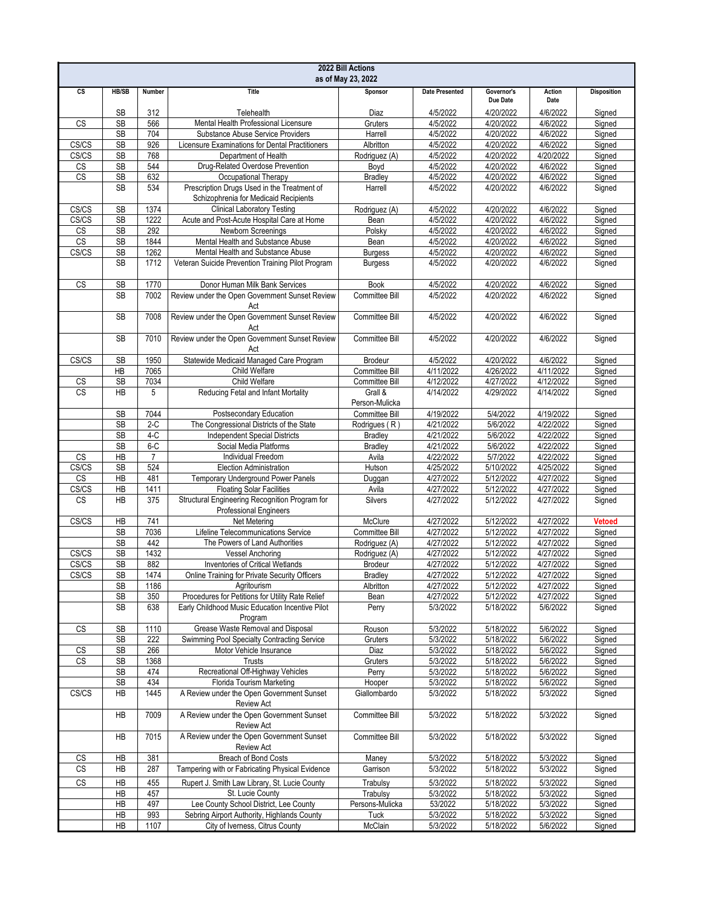# 2022 Bill Actions
## as of May 23, 2022

| CS | HB/SB | Number | Title | Sponsor | Date Presented | Governor's Due Date | Action Date | Disposition |
|---|---|---|---|---|---|---|---|---|
| | SB | 312 | Telehealth | Diaz | 4/5/2022 | 4/20/2022 | 4/6/2022 | Signed |
| CS | SB | 566 | Mental Health Professional Licensure | Gruters | 4/5/2022 | 4/20/2022 | 4/6/2022 | Signed |
| | SB | 704 | Substance Abuse Service Providers | Harrell | 4/5/2022 | 4/20/2022 | 4/6/2022 | Signed |
| CS/CS | SB | 926 | Licensure Examinations for Dental Practitioners | Albritton | 4/5/2022 | 4/20/2022 | 4/6/2022 | Signed |
| CS/CS | SB | 768 | Department of Health | Rodriguez (A) | 4/5/2022 | 4/20/2022 | 4/20/2022 | Signed |
| CS | SB | 544 | Drug-Related Overdose Prevention | Boyd | 4/5/2022 | 4/20/2022 | 4/6/2022 | Signed |
| CS | SB | 632 | Occupational Therapy | Bradley | 4/5/2022 | 4/20/2022 | 4/6/2022 | Signed |
| | SB | 534 | Prescription Drugs Used in the Treatment of Schizophrenia for Medicaid Recipients | Harrell | 4/5/2022 | 4/20/2022 | 4/6/2022 | Signed |
| CS/CS | SB | 1374 | Clinical Laboratory Testing | Rodriguez (A) | 4/5/2022 | 4/20/2022 | 4/6/2022 | Signed |
| CS/CS | SB | 1222 | Acute and Post-Acute Hospital Care at Home | Bean | 4/5/2022 | 4/20/2022 | 4/6/2022 | Signed |
| CS | SB | 292 | Newborn Screenings | Polsky | 4/5/2022 | 4/20/2022 | 4/6/2022 | Signed |
| CS | SB | 1844 | Mental Health and Substance Abuse | Bean | 4/5/2022 | 4/20/2022 | 4/6/2022 | Signed |
| CS/CS | SB | 1262 | Mental Health and Substance Abuse | Burgess | 4/5/2022 | 4/20/2022 | 4/6/2022 | Signed |
| | SB | 1712 | Veteran Suicide Prevention Training Pilot Program | Burgess | 4/5/2022 | 4/20/2022 | 4/6/2022 | Signed |
| CS | SB | 1770 | Donor Human Milk Bank Services | Book | 4/5/2022 | 4/20/2022 | 4/6/2022 | Signed |
| | SB | 7002 | Review under the Open Government Sunset Review Act | Committee Bill | 4/5/2022 | 4/20/2022 | 4/6/2022 | Signed |
| | SB | 7008 | Review under the Open Government Sunset Review Act | Committee Bill | 4/5/2022 | 4/20/2022 | 4/6/2022 | Signed |
| | SB | 7010 | Review under the Open Government Sunset Review Act | Committee Bill | 4/5/2022 | 4/20/2022 | 4/6/2022 | Signed |
| CS/CS | SB | 1950 | Statewide Medicaid Managed Care Program | Brodeur | 4/5/2022 | 4/20/2022 | 4/6/2022 | Signed |
| | HB | 7065 | Child Welfare | Committee Bill | 4/11/2022 | 4/26/2022 | 4/11/2022 | Signed |
| CS | SB | 7034 | Child Welfare | Committee Bill | 4/12/2022 | 4/27/2022 | 4/12/2022 | Signed |
| CS | HB | 5 | Reducing Fetal and Infant Mortality | Grall & Person-Mulicka | 4/14/2022 | 4/29/2022 | 4/14/2022 | Signed |
| | SB | 7044 | Postsecondary Education | Committee Bill | 4/19/2022 | 5/4/2022 | 4/19/2022 | Signed |
| | SB | 2-C | The Congressional Districts of the State | Rodrigues ( R ) | 4/21/2022 | 5/6/2022 | 4/22/2022 | Signed |
| | SB | 4-C | Independent Special Districts | Bradley | 4/21/2022 | 5/6/2022 | 4/22/2022 | Signed |
| | SB | 6-C | Social Media Platforms | Bradley | 4/21/2022 | 5/6/2022 | 4/22/2022 | Signed |
| CS | HB | 7 | Individual Freedom | Avila | 4/22/2022 | 5/7/2022 | 4/22/2022 | Signed |
| CS/CS | SB | 524 | Election Administration | Hutson | 4/25/2022 | 5/10/2022 | 4/25/2022 | Signed |
| CS | HB | 481 | Temporary Underground Power Panels | Duggan | 4/27/2022 | 5/12/2022 | 4/27/2022 | Signed |
| CS/CS | HB | 1411 | Floating Solar Facilities | Avila | 4/27/2022 | 5/12/2022 | 4/27/2022 | Signed |
| CS | HB | 375 | Structural Engineering Recognition Program for Professional Engineers | Silvers | 4/27/2022 | 5/12/2022 | 4/27/2022 | Signed |
| CS/CS | HB | 741 | Net Metering | McClure | 4/27/2022 | 5/12/2022 | 4/27/2022 | **Vetoed** |
| | SB | 7036 | Lifeline Telecommunications Service | Committee Bill | 4/27/2022 | 5/12/2022 | 4/27/2022 | Signed |
| | SB | 442 | The Powers of Land Authorities | Rodriguez (A) | 4/27/2022 | 5/12/2022 | 4/27/2022 | Signed |
| CS/CS | SB | 1432 | Vessel Anchoring | Rodriguez (A) | 4/27/2022 | 5/12/2022 | 4/27/2022 | Signed |
| CS/CS | SB | 882 | Inventories of Critical Wetlands | Brodeur | 4/27/2022 | 5/12/2022 | 4/27/2022 | Signed |
| CS/CS | SB | 1474 | Online Training for Private Security Officers | Bradley | 4/27/2022 | 5/12/2022 | 4/27/2022 | Signed |
| | SB | 1186 | Agritourism | Albritton | 4/27/2022 | 5/12/2022 | 4/27/2022 | Signed |
| | SB | 350 | Procedures for Petitions for Utility Rate Relief | Bean | 4/27/2022 | 5/12/2022 | 4/27/2022 | Signed |
| | SB | 638 | Early Childhood Music Education Incentive Pilot Program | Perry | 5/3/2022 | 5/18/2022 | 5/6/2022 | Signed |
| CS | SB | 1110 | Grease Waste Removal and Disposal | Rouson | 5/3/2022 | 5/18/2022 | 5/6/2022 | Signed |
| | SB | 222 | Swimming Pool Specialty Contracting Service | Gruters | 5/3/2022 | 5/18/2022 | 5/6/2022 | Signed |
| CS | SB | 266 | Motor Vehicle Insurance | Diaz | 5/3/2022 | 5/18/2022 | 5/6/2022 | Signed |
| CS | SB | 1368 | Trusts | Gruters | 5/3/2022 | 5/18/2022 | 5/6/2022 | Signed |
| | SB | 474 | Recreational Off-Highway Vehicles | Perry | 5/3/2022 | 5/18/2022 | 5/6/2022 | Signed |
| | SB | 434 | Florida Tourism Marketing | Hooper | 5/3/2022 | 5/18/2022 | 5/6/2022 | Signed |
| CS/CS | HB | 1445 | A Review under the Open Government Sunset Review Act | Giallombardo | 5/3/2022 | 5/18/2022 | 5/3/2022 | Signed |
| | HB | 7009 | A Review under the Open Government Sunset Review Act | Committee Bill | 5/3/2022 | 5/18/2022 | 5/3/2022 | Signed |
| | HB | 7015 | A Review under the Open Government Sunset Review Act | Committee Bill | 5/3/2022 | 5/18/2022 | 5/3/2022 | Signed |
| CS | HB | 381 | Breach of Bond Costs | Maney | 5/3/2022 | 5/18/2022 | 5/3/2022 | Signed |
| CS | HB | 287 | Tampering with or Fabricating Physical Evidence | Garrison | 5/3/2022 | 5/18/2022 | 5/3/2022 | Signed |
| CS | HB | 455 | Rupert J. Smith Law Library, St. Lucie County | Trabulsy | 5/3/2022 | 5/18/2022 | 5/3/2022 | Signed |
| | HB | 457 | St. Lucie County | Trabulsy | 5/3/2022 | 5/18/2022 | 5/3/2022 | Signed |
| | HB | 497 | Lee County School District, Lee County | Persons-Mulicka | 53/2022 | 5/18/2022 | 5/3/2022 | Signed |
| | HB | 993 | Sebring Airport Authority, Highlands County | Tuck | 5/3/2022 | 5/18/2022 | 5/3/2022 | Signed |
| | HB | 1107 | City of Iverness, Citrus County | McClain | 5/3/2022 | 5/18/2022 | 5/6/2022 | Signed |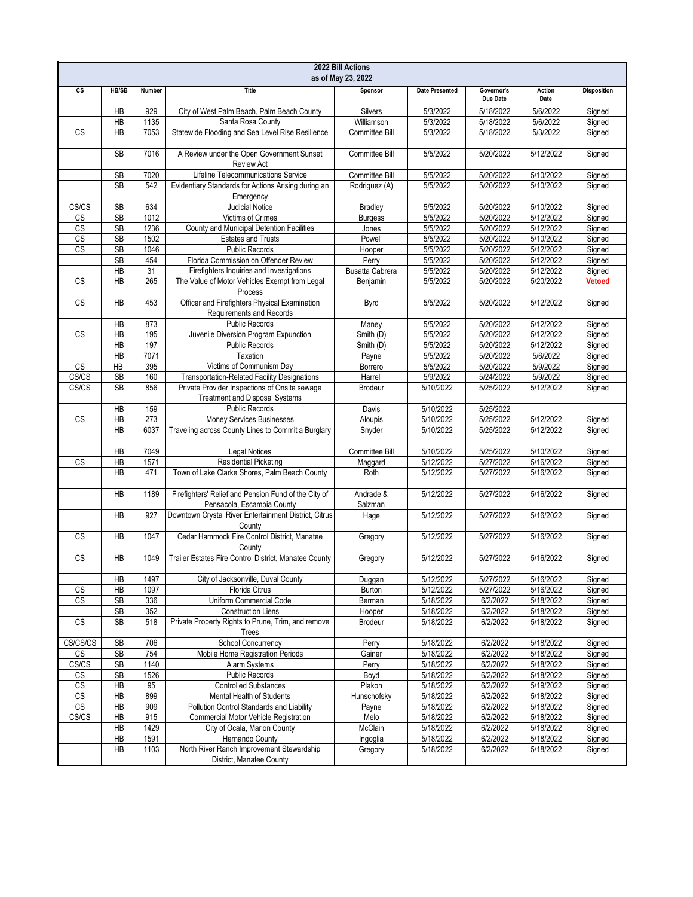# 2022 Bill Actions
## as of May 23, 2022

| CS | HB/SB | Number | Title | Sponsor | Date Presented | Governor's Due Date | Action Date | Disposition |
|---|---|---|---|---|---|---|---|---|
| | HB | 929 | City of West Palm Beach, Palm Beach County | Silvers | 5/3/2022 | 5/18/2022 | 5/6/2022 | Signed |
| | HB | 1135 | Santa Rosa County | Williamson | 5/3/2022 | 5/18/2022 | 5/6/2022 | Signed |
| CS | HB | 7053 | Statewide Flooding and Sea Level Rise Resilience | Committee Bill | 5/3/2022 | 5/18/2022 | 5/3/2022 | Signed |
| | SB | 7016 | A Review under the Open Government Sunset Review Act | Committee Bill | 5/5/2022 | 5/20/2022 | 5/12/2022 | Signed |
| | SB | 7020 | Lifeline Telecommunications Service | Committee Bill | 5/5/2022 | 5/20/2022 | 5/10/2022 | Signed |
| | SB | 542 | Evidentiary Standards for Actions Arising during an Emergency | Rodriguez (A) | 5/5/2022 | 5/20/2022 | 5/10/2022 | Signed |
| CS/CS | SB | 634 | Judicial Notice | Bradley | 5/5/2022 | 5/20/2022 | 5/10/2022 | Signed |
| CS | SB | 1012 | Victims of Crimes | Burgess | 5/5/2022 | 5/20/2022 | 5/12/2022 | Signed |
| CS | SB | 1236 | County and Municipal Detention Facilities | Jones | 5/5/2022 | 5/20/2022 | 5/12/2022 | Signed |
| CS | SB | 1502 | Estates and Trusts | Powell | 5/5/2022 | 5/20/2022 | 5/10/2022 | Signed |
| CS | SB | 1046 | Public Records | Hooper | 5/5/2022 | 5/20/2022 | 5/12/2022 | Signed |
| | SB | 454 | Florida Commission on Offender Review | Perry | 5/5/2022 | 5/20/2022 | 5/12/2022 | Signed |
| | HB | 31 | Firefighters Inquiries and Investigations | Busatta Cabrera | 5/5/2022 | 5/20/2022 | 5/12/2022 | Signed |
| CS | HB | 265 | The Value of Motor Vehicles Exempt from Legal Process | Benjamin | 5/5/2022 | 5/20/2022 | 5/20/2022 | **Vetoed** |
| CS | HB | 453 | Officer and Firefighters Physical Examination Requirements and Records | Byrd | 5/5/2022 | 5/20/2022 | 5/12/2022 | Signed |
| | HB | 873 | Public Records | Maney | 5/5/2022 | 5/20/2022 | 5/12/2022 | Signed |
| CS | HB | 195 | Juvenile Diversion Program Expunction | Smith (D) | 5/5/2022 | 5/20/2022 | 5/12/2022 | Signed |
| | HB | 197 | Public Records | Smith (D) | 5/5/2022 | 5/20/2022 | 5/12/2022 | Signed |
| | HB | 7071 | Taxation | Payne | 5/5/2022 | 5/20/2022 | 5/6/2022 | Signed |
| CS | HB | 395 | Victims of Communism Day | Borrero | 5/5/2022 | 5/20/2022 | 5/9/2022 | Signed |
| CS/CS | SB | 160 | Transportation-Related Facility Designations | Harrell | 5/9/2022 | 5/24/2022 | 5/9/2022 | Signed |
| CS/CS | SB | 856 | Private Provider Inspections of Onsite sewage Treatment and Disposal Systems | Brodeur | 5/10/2022 | 5/25/2022 | 5/12/2022 | Signed |
| | HB | 159 | Public Records | Davis | 5/10/2022 | 5/25/2022 | | |
| CS | HB | 273 | Money Services Businesses | Aloupis | 5/10/2022 | 5/25/2022 | 5/12/2022 | Signed |
| | HB | 6037 | Traveling across County Lines to Commit a Burglary | Snyder | 5/10/2022 | 5/25/2022 | 5/12/2022 | Signed |
| | HB | 7049 | Legal Notices | Committee Bill | 5/10/2022 | 5/25/2022 | 5/10/2022 | Signed |
| CS | HB | 1571 | Residential Picketing | Maggard | 5/12/2022 | 5/27/2022 | 5/16/2022 | Signed |
| | HB | 471 | Town of Lake Clarke Shores, Palm Beach County | Roth | 5/12/2022 | 5/27/2022 | 5/16/2022 | Signed |
| | HB | 1189 | Firefighters' Relief and Pension Fund of the City of Pensacola, Escambia County | Andrade & Salzman | 5/12/2022 | 5/27/2022 | 5/16/2022 | Signed |
| | HB | 927 | Downtown Crystal River Entertainment District, Citrus County | Hage | 5/12/2022 | 5/27/2022 | 5/16/2022 | Signed |
| CS | HB | 1047 | Cedar Hammock Fire Control District, Manatee County | Gregory | 5/12/2022 | 5/27/2022 | 5/16/2022 | Signed |
| CS | HB | 1049 | Trailer Estates Fire Control District, Manatee County | Gregory | 5/12/2022 | 5/27/2022 | 5/16/2022 | Signed |
| | HB | 1497 | City of Jacksonville, Duval County | Duggan | 5/12/2022 | 5/27/2022 | 5/16/2022 | Signed |
| CS | HB | 1097 | Florida Citrus | Burton | 5/12/2022 | 5/27/2022 | 5/16/2022 | Signed |
| CS | SB | 336 | Uniform Commercial Code | Berman | 5/18/2022 | 6/2/2022 | 5/18/2022 | Signed |
| | SB | 352 | Construction Liens | Hooper | 5/18/2022 | 6/2/2022 | 5/18/2022 | Signed |
| CS | SB | 518 | Private Property Rights to Prune, Trim, and remove Trees | Brodeur | 5/18/2022 | 6/2/2022 | 5/18/2022 | Signed |
| CS/CS/CS | SB | 706 | School Concurrency | Perry | 5/18/2022 | 6/2/2022 | 5/18/2022 | Signed |
| CS | SB | 754 | Mobile Home Registration Periods | Gainer | 5/18/2022 | 6/2/2022 | 5/18/2022 | Signed |
| CS/CS | SB | 1140 | Alarm Systems | Perry | 5/18/2022 | 6/2/2022 | 5/18/2022 | Signed |
| CS | SB | 1526 | Public Records | Boyd | 5/18/2022 | 6/2/2022 | 5/18/2022 | Signed |
| CS | HB | 95 | Controlled Substances | Plakon | 5/18/2022 | 6/2/2022 | 5/19/2022 | Signed |
| CS | HB | 899 | Mental Health of Students | Hunschofsky | 5/18/2022 | 6/2/2022 | 5/18/2022 | Signed |
| CS | HB | 909 | Pollution Control Standards and Liability | Payne | 5/18/2022 | 6/2/2022 | 5/18/2022 | Signed |
| CS/CS | HB | 915 | Commercial Motor Vehicle Registration | Melo | 5/18/2022 | 6/2/2022 | 5/18/2022 | Signed |
| | HB | 1429 | City of Ocala, Marion County | McClain | 5/18/2022 | 6/2/2022 | 5/18/2022 | Signed |
| | HB | 1591 | Hernando County | Ingoglia | 5/18/2022 | 6/2/2022 | 5/18/2022 | Signed |
| | HB | 1103 | North River Ranch Improvement Stewardship District, Manatee County | Gregory | 5/18/2022 | 6/2/2022 | 5/18/2022 | Signed |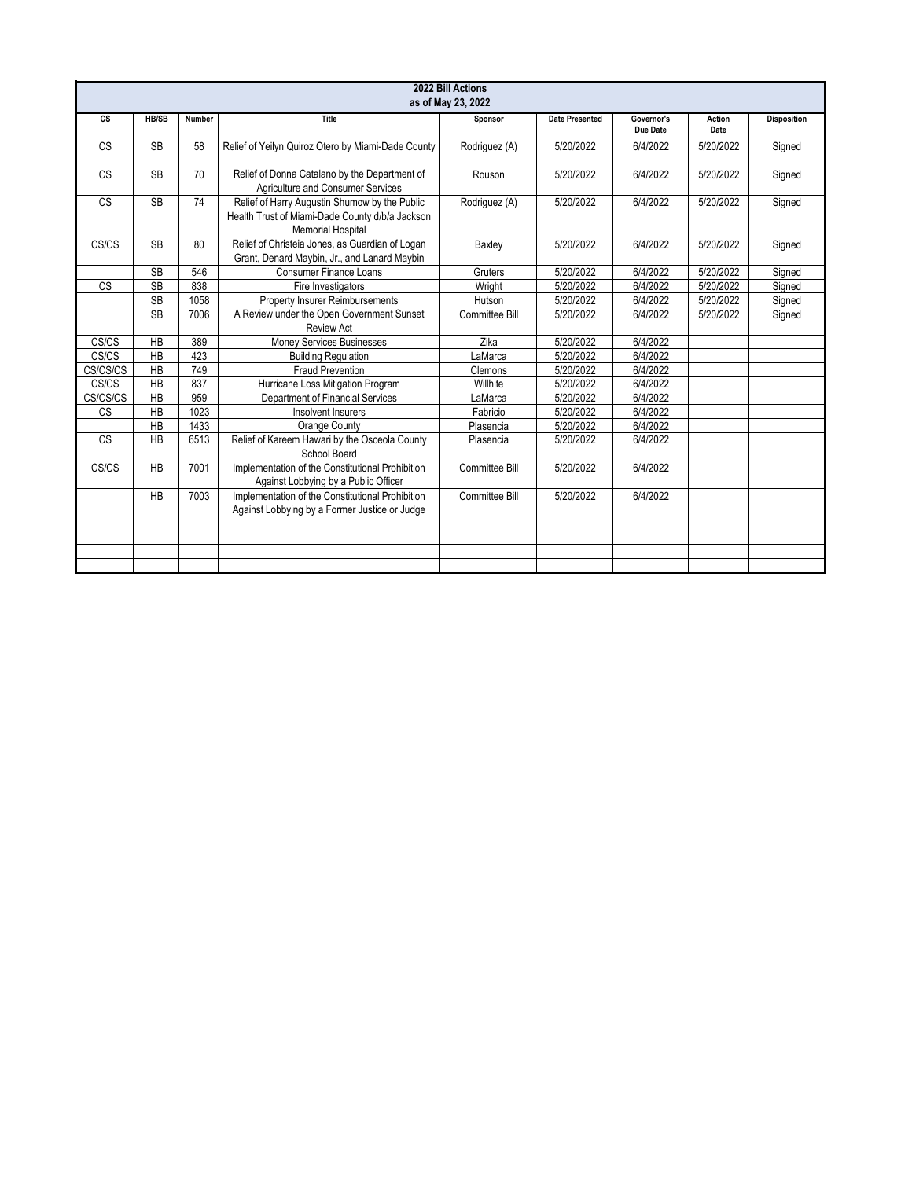| 2022 Bill Actions as of May 23, 2022 | | | | | | | | |
|---|---|---|---|---|---|---|---|---|
| CS | HB/SB | Number | Title | Sponsor | Date Presented | Governor's Due Date | Action Date | Disposition |
| CS | SB | 58 | Relief of Yeilyn Quiroz Otero by Miami-Dade County | Rodriguez (A) | 5/20/2022 | 6/4/2022 | 5/20/2022 | Signed |
| CS | SB | 70 | Relief of Donna Catalano by the Department of Agriculture and Consumer Services | Rouson | 5/20/2022 | 6/4/2022 | 5/20/2022 | Signed |
| CS | SB | 74 | Relief of Harry Augustin Shumow by the Public Health Trust of Miami-Dade County d/b/a Jackson Memorial Hospital | Rodriguez (A) | 5/20/2022 | 6/4/2022 | 5/20/2022 | Signed |
| CS/CS | SB | 80 | Relief of Christeia Jones, as Guardian of Logan Grant, Denard Maybin, Jr., and Lanard Maybin | Baxley | 5/20/2022 | 6/4/2022 | 5/20/2022 | Signed |
| | SB | 546 | Consumer Finance Loans | Gruters | 5/20/2022 | 6/4/2022 | 5/20/2022 | Signed |
| CS | SB | 838 | Fire Investigators | Wright | 5/20/2022 | 6/4/2022 | 5/20/2022 | Signed |
| | SB | 1058 | Property Insurer Reimbursements | Hutson | 5/20/2022 | 6/4/2022 | 5/20/2022 | Signed |
| | SB | 7006 | A Review under the Open Government Sunset Review Act | Committee Bill | 5/20/2022 | 6/4/2022 | 5/20/2022 | Signed |
| CS/CS | HB | 389 | Money Services Businesses | Zika | 5/20/2022 | 6/4/2022 | | |
| CS/CS | HB | 423 | Building Regulation | LaMarca | 5/20/2022 | 6/4/2022 | | |
| CS/CS/CS | HB | 749 | Fraud Prevention | Clemons | 5/20/2022 | 6/4/2022 | | |
| CS/CS | HB | 837 | Hurricane Loss Mitigation Program | Willhite | 5/20/2022 | 6/4/2022 | | |
| CS/CS/CS | HB | 959 | Department of Financial Services | LaMarca | 5/20/2022 | 6/4/2022 | | |
| CS | HB | 1023 | Insolvent Insurers | Fabricio | 5/20/2022 | 6/4/2022 | | |
| | HB | 1433 | Orange County | Plasencia | 5/20/2022 | 6/4/2022 | | |
| CS | HB | 6513 | Relief of Kareem Hawari by the Osceola County School Board | Plasencia | 5/20/2022 | 6/4/2022 | | |
| CS/CS | HB | 7001 | Implementation of the Constitutional Prohibition Against Lobbying by a Public Officer | Committee Bill | 5/20/2022 | 6/4/2022 | | |
| | HB | 7003 | Implementation of the Constitutional Prohibition Against Lobbying by a Former Justice or Judge | Committee Bill | 5/20/2022 | 6/4/2022 | | |